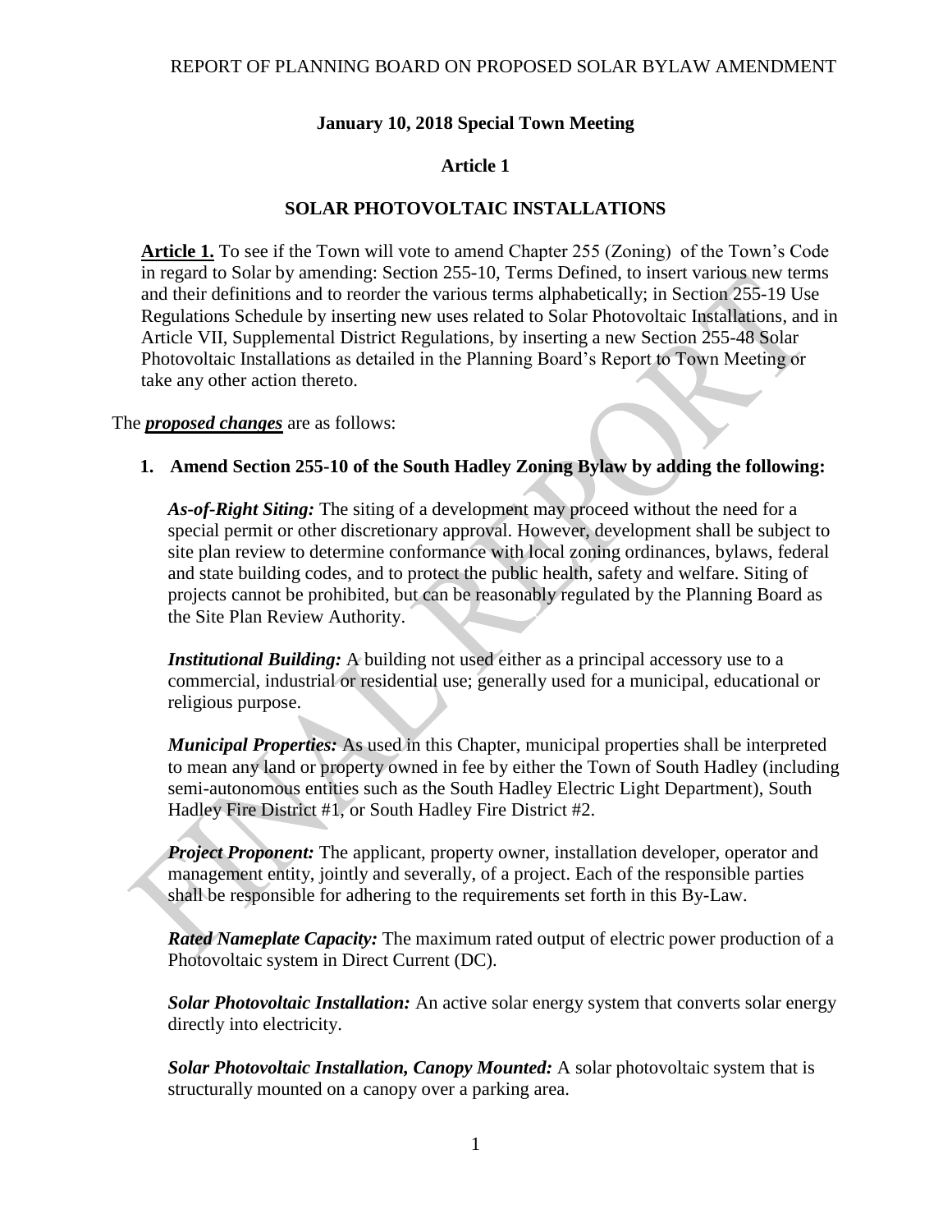# REPORT OF PLANNING BOARD ON PROPOSED SOLAR BYLAW AMENDMENT

## January 10, 2018 Special Town Meeting

## Article 1

## SOLAR PHOTOVOLTAIC INSTALLATIONS

**Article 1.** To see if the Town will vote to amend Chapter 255 (Zoning) of the Town's Code in regard to Solar by amending: Section 255-10, Terms Defined, to insert various new terms and their definitions and to reorder the various terms alphabetically; in Section 255-19 Use Regulations Schedule by inserting new uses related to Solar Photovoltaic Installations, and in Article VII, Supplemental District Regulations, by inserting a new Section 255-48 Solar Photovoltaic Installations as detailed in the Planning Board's Report to Town Meeting or take any other action thereto.

The ***proposed changes*** are as follows:

1. **Amend Section 255-10 of the South Hadley Zoning Bylaw by adding the following:**

   ***As-of-Right Siting:*** The siting of a development may proceed without the need for a special permit or other discretionary approval. However, development shall be subject to site plan review to determine conformance with local zoning ordinances, bylaws, federal and state building codes, and to protect the public health, safety and welfare. Siting of projects cannot be prohibited, but can be reasonably regulated by the Planning Board as the Site Plan Review Authority.

   ***Institutional Building:*** A building not used either as a principal accessory use to a commercial, industrial or residential use; generally used for a municipal, educational or religious purpose.

   ***Municipal Properties:*** As used in this Chapter, municipal properties shall be interpreted to mean any land or property owned in fee by either the Town of South Hadley (including semi-autonomous entities such as the South Hadley Electric Light Department), South Hadley Fire District #1, or South Hadley Fire District #2.

   ***Project Proponent:*** The applicant, property owner, installation developer, operator and management entity, jointly and severally, of a project. Each of the responsible parties shall be responsible for adhering to the requirements set forth in this By-Law.

   ***Rated Nameplate Capacity:*** The maximum rated output of electric power production of a Photovoltaic system in Direct Current (DC).

   ***Solar Photovoltaic Installation:*** An active solar energy system that converts solar energy directly into electricity.

   ***Solar Photovoltaic Installation, Canopy Mounted:*** A solar photovoltaic system that is structurally mounted on a canopy over a parking area.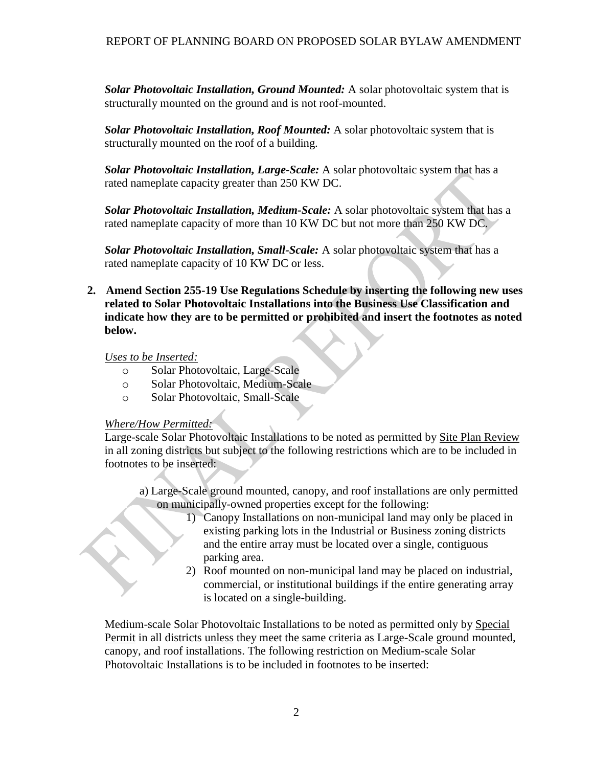***Solar Photovoltaic Installation, Ground Mounted:*** A solar photovoltaic system that is structurally mounted on the ground and is not roof-mounted.

***Solar Photovoltaic Installation, Roof Mounted:*** A solar photovoltaic system that is structurally mounted on the roof of a building.

***Solar Photovoltaic Installation, Large-Scale:*** A solar photovoltaic system that has a rated nameplate capacity greater than 250 KW DC.

***Solar Photovoltaic Installation, Medium-Scale:*** A solar photovoltaic system that has a rated nameplate capacity of more than 10 KW DC but not more than 250 KW DC.

***Solar Photovoltaic Installation, Small-Scale:*** A solar photovoltaic system that has a rated nameplate capacity of 10 KW DC or less.

**2. Amend Section 255-19 Use Regulations Schedule by inserting the following new uses related to Solar Photovoltaic Installations into the Business Use Classification and indicate how they are to be permitted or prohibited and insert the footnotes as noted below.**

*Uses to be Inserted:*

- Solar Photovoltaic, Large-Scale
- Solar Photovoltaic, Medium-Scale
- Solar Photovoltaic, Small-Scale

*Where/How Permitted:*

Large-scale Solar Photovoltaic Installations to be noted as permitted by Site Plan Review in all zoning districts but subject to the following restrictions which are to be included in footnotes to be inserted:

a) Large-Scale ground mounted, canopy, and roof installations are only permitted on municipally-owned properties except for the following:

1) Canopy Installations on non-municipal land may only be placed in existing parking lots in the Industrial or Business zoning districts and the entire array must be located over a single, contiguous parking area.
2) Roof mounted on non-municipal land may be placed on industrial, commercial, or institutional buildings if the entire generating array is located on a single-building.

Medium-scale Solar Photovoltaic Installations to be noted as permitted only by Special Permit in all districts unless they meet the same criteria as Large-Scale ground mounted, canopy, and roof installations. The following restriction on Medium-scale Solar Photovoltaic Installations is to be included in footnotes to be inserted: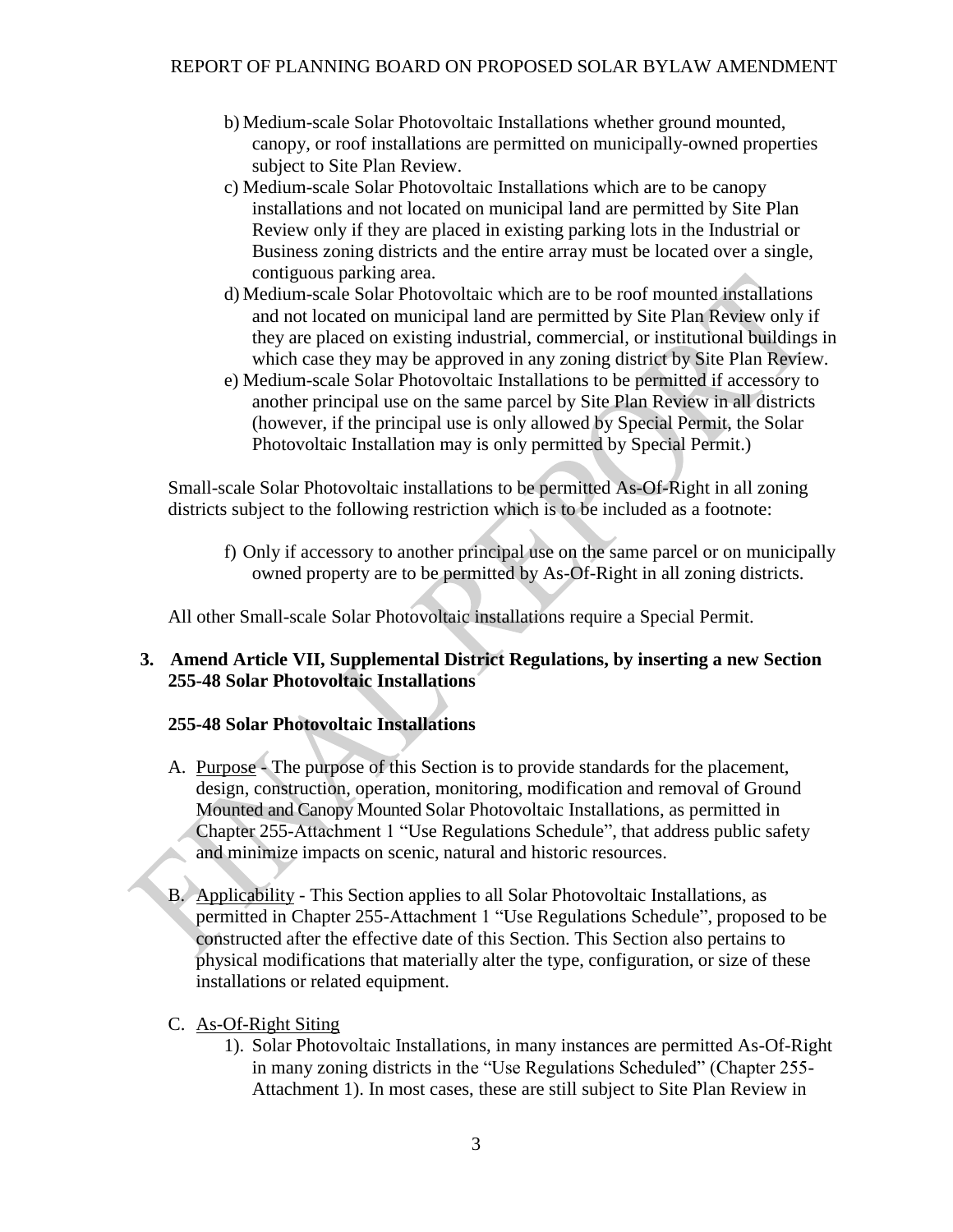b) Medium-scale Solar Photovoltaic Installations whether ground mounted, canopy, or roof installations are permitted on municipally-owned properties subject to Site Plan Review.

c) Medium-scale Solar Photovoltaic Installations which are to be canopy installations and not located on municipal land are permitted by Site Plan Review only if they are placed in existing parking lots in the Industrial or Business zoning districts and the entire array must be located over a single, contiguous parking area.

d) Medium-scale Solar Photovoltaic which are to be roof mounted installations and not located on municipal land are permitted by Site Plan Review only if they are placed on existing industrial, commercial, or institutional buildings in which case they may be approved in any zoning district by Site Plan Review.

e) Medium-scale Solar Photovoltaic Installations to be permitted if accessory to another principal use on the same parcel by Site Plan Review in all districts (however, if the principal use is only allowed by Special Permit, the Solar Photovoltaic Installation may is only permitted by Special Permit.)

Small-scale Solar Photovoltaic installations to be permitted As-Of-Right in all zoning districts subject to the following restriction which is to be included as a footnote:

f) Only if accessory to another principal use on the same parcel or on municipally owned property are to be permitted by As-Of-Right in all zoning districts.

All other Small-scale Solar Photovoltaic installations require a Special Permit.

**3. Amend Article VII, Supplemental District Regulations, by inserting a new Section 255-48 Solar Photovoltaic Installations**

**255-48 Solar Photovoltaic Installations**

A. Purpose - The purpose of this Section is to provide standards for the placement, design, construction, operation, monitoring, modification and removal of Ground Mounted and Canopy Mounted Solar Photovoltaic Installations, as permitted in Chapter 255-Attachment 1 "Use Regulations Schedule", that address public safety and minimize impacts on scenic, natural and historic resources.

B. Applicability - This Section applies to all Solar Photovoltaic Installations, as permitted in Chapter 255-Attachment 1 "Use Regulations Schedule", proposed to be constructed after the effective date of this Section. This Section also pertains to physical modifications that materially alter the type, configuration, or size of these installations or related equipment.

C. As-Of-Right Siting

1). Solar Photovoltaic Installations, in many instances are permitted As-Of-Right in many zoning districts in the "Use Regulations Scheduled" (Chapter 255-Attachment 1). In most cases, these are still subject to Site Plan Review in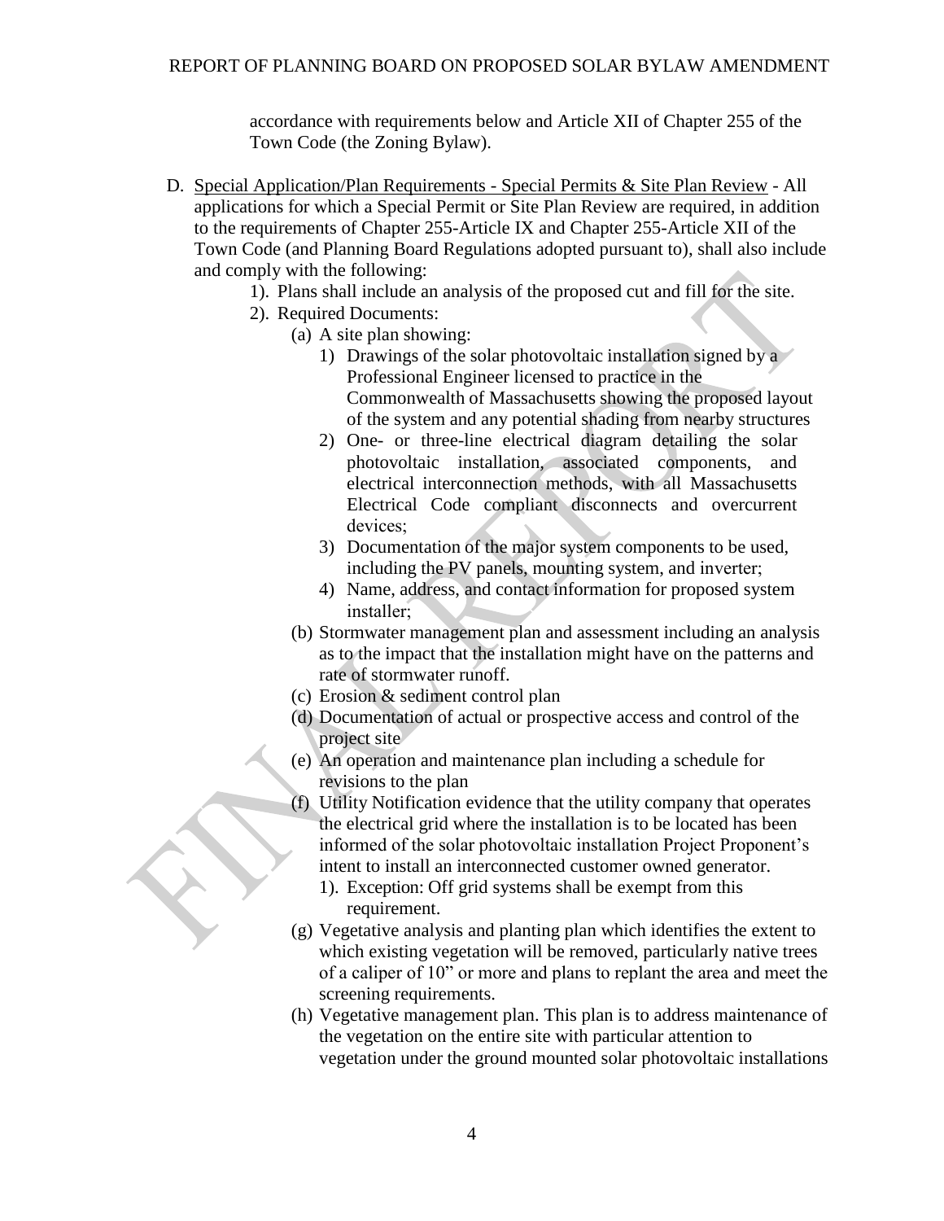accordance with requirements below and Article XII of Chapter 255 of the Town Code (the Zoning Bylaw).

D. <u>Special Application/Plan Requirements - Special Permits & Site Plan Review</u> - All applications for which a Special Permit or Site Plan Review are required, in addition to the requirements of Chapter 255-Article IX and Chapter 255-Article XII of the Town Code (and Planning Board Regulations adopted pursuant to), shall also include and comply with the following:

   1). Plans shall include an analysis of the proposed cut and fill for the site.

   2). Required Documents:

      (a) A site plan showing:

         1) Drawings of the solar photovoltaic installation signed by a Professional Engineer licensed to practice in the Commonwealth of Massachusetts showing the proposed layout of the system and any potential shading from nearby structures

         2) One- or three-line electrical diagram detailing the solar photovoltaic installation, associated components, and electrical interconnection methods, with all Massachusetts Electrical Code compliant disconnects and overcurrent devices;

         3) Documentation of the major system components to be used, including the PV panels, mounting system, and inverter;

         4) Name, address, and contact information for proposed system installer;

      (b) Stormwater management plan and assessment including an analysis as to the impact that the installation might have on the patterns and rate of stormwater runoff.

      (c) Erosion & sediment control plan

      (d) Documentation of actual or prospective access and control of the project site

      (e) An operation and maintenance plan including a schedule for revisions to the plan

      (f) Utility Notification evidence that the utility company that operates the electrical grid where the installation is to be located has been informed of the solar photovoltaic installation Project Proponent's intent to install an interconnected customer owned generator.

         1). Exception: Off grid systems shall be exempt from this requirement.

      (g) Vegetative analysis and planting plan which identifies the extent to which existing vegetation will be removed, particularly native trees of a caliper of 10" or more and plans to replant the area and meet the screening requirements.

      (h) Vegetative management plan. This plan is to address maintenance of the vegetation on the entire site with particular attention to vegetation under the ground mounted solar photovoltaic installations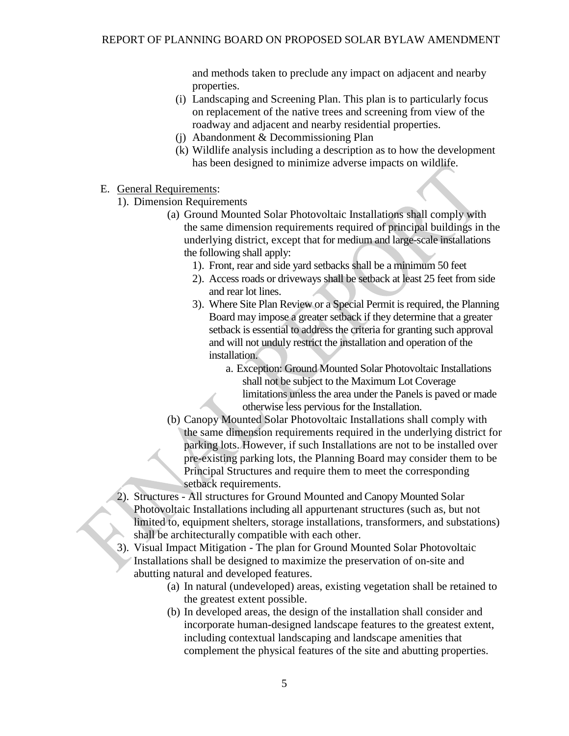and methods taken to preclude any impact on adjacent and nearby properties.

(i) Landscaping and Screening Plan. This plan is to particularly focus on replacement of the native trees and screening from view of the roadway and adjacent and nearby residential properties.

(j) Abandonment & Decommissioning Plan

(k) Wildlife analysis including a description as to how the development has been designed to minimize adverse impacts on wildlife.

E. <u>General Requirements</u>:

1). Dimension Requirements

(a) Ground Mounted Solar Photovoltaic Installations shall comply with the same dimension requirements required of principal buildings in the underlying district, except that for medium and large-scale installations the following shall apply:

1). Front, rear and side yard setbacks shall be a minimum 50 feet

2). Access roads or driveways shall be setback at least 25 feet from side and rear lot lines.

3). Where Site Plan Review or a Special Permit is required, the Planning Board may impose a greater setback if they determine that a greater setback is essential to address the criteria for granting such approval and will not unduly restrict the installation and operation of the installation.

a. Exception: Ground Mounted Solar Photovoltaic Installations shall not be subject to the Maximum Lot Coverage limitations unless the area under the Panels is paved or made otherwise less pervious for the Installation.

(b) Canopy Mounted Solar Photovoltaic Installations shall comply with the same dimension requirements required in the underlying district for parking lots. However, if such Installations are not to be installed over pre-existing parking lots, the Planning Board may consider them to be Principal Structures and require them to meet the corresponding setback requirements.

2). Structures - All structures for Ground Mounted and Canopy Mounted Solar Photovoltaic Installations including all appurtenant structures (such as, but not limited to, equipment shelters, storage installations, transformers, and substations) shall be architecturally compatible with each other.

3). Visual Impact Mitigation - The plan for Ground Mounted Solar Photovoltaic Installations shall be designed to maximize the preservation of on-site and abutting natural and developed features.

(a) In natural (undeveloped) areas, existing vegetation shall be retained to the greatest extent possible.

(b) In developed areas, the design of the installation shall consider and incorporate human-designed landscape features to the greatest extent, including contextual landscaping and landscape amenities that complement the physical features of the site and abutting properties.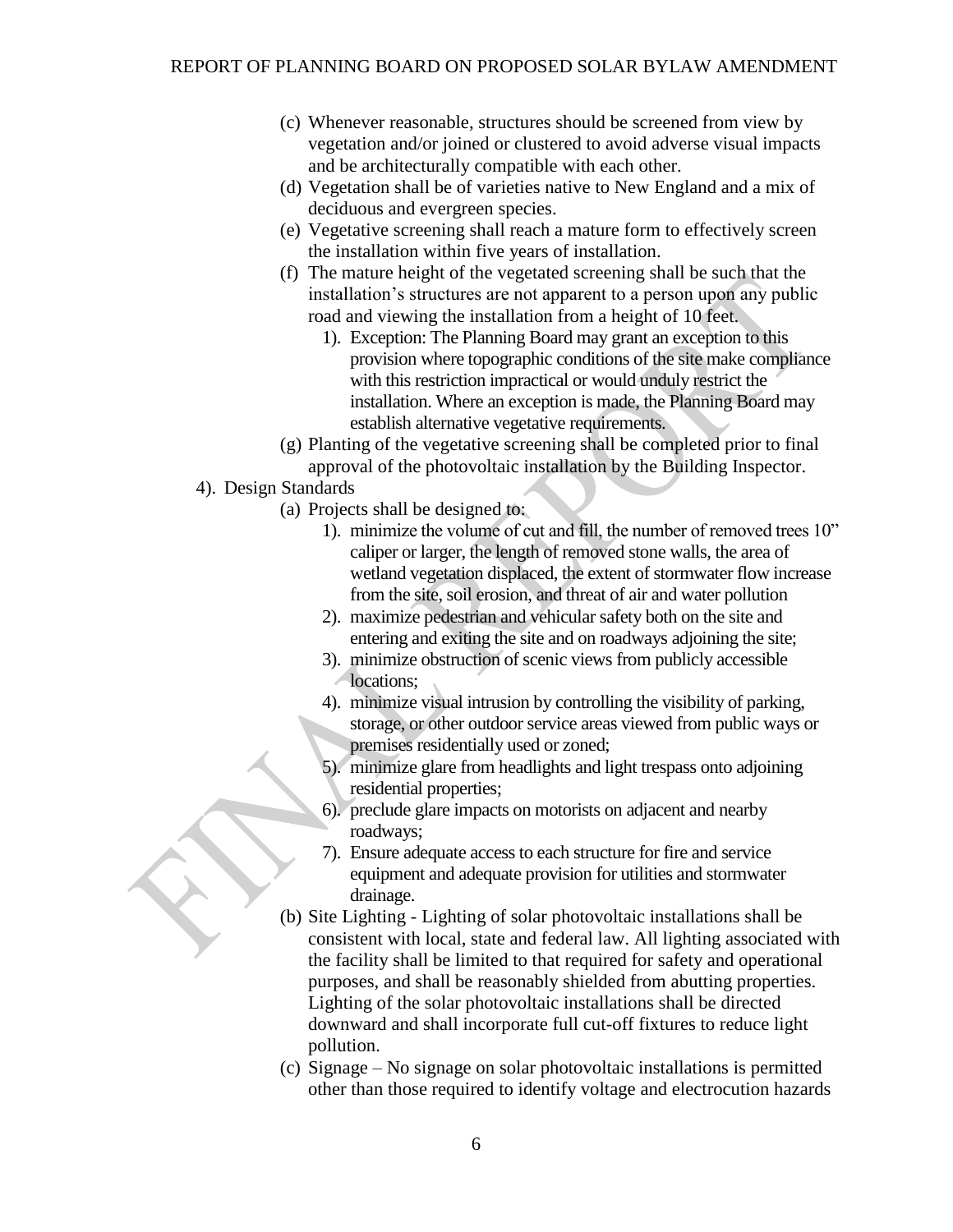(c) Whenever reasonable, structures should be screened from view by vegetation and/or joined or clustered to avoid adverse visual impacts and be architecturally compatible with each other.

(d) Vegetation shall be of varieties native to New England and a mix of deciduous and evergreen species.

(e) Vegetative screening shall reach a mature form to effectively screen the installation within five years of installation.

(f) The mature height of the vegetated screening shall be such that the installation's structures are not apparent to a person upon any public road and viewing the installation from a height of 10 feet.

1). Exception: The Planning Board may grant an exception to this provision where topographic conditions of the site make compliance with this restriction impractical or would unduly restrict the installation. Where an exception is made, the Planning Board may establish alternative vegetative requirements.

(g) Planting of the vegetative screening shall be completed prior to final approval of the photovoltaic installation by the Building Inspector.

4). Design Standards

(a) Projects shall be designed to:

1). minimize the volume of cut and fill, the number of removed trees 10" caliper or larger, the length of removed stone walls, the area of wetland vegetation displaced, the extent of stormwater flow increase from the site, soil erosion, and threat of air and water pollution

2). maximize pedestrian and vehicular safety both on the site and entering and exiting the site and on roadways adjoining the site;

3). minimize obstruction of scenic views from publicly accessible locations;

4). minimize visual intrusion by controlling the visibility of parking, storage, or other outdoor service areas viewed from public ways or premises residentially used or zoned;

5). minimize glare from headlights and light trespass onto adjoining residential properties;

6). preclude glare impacts on motorists on adjacent and nearby roadways;

7). Ensure adequate access to each structure for fire and service equipment and adequate provision for utilities and stormwater drainage.

(b) Site Lighting - Lighting of solar photovoltaic installations shall be consistent with local, state and federal law. All lighting associated with the facility shall be limited to that required for safety and operational purposes, and shall be reasonably shielded from abutting properties. Lighting of the solar photovoltaic installations shall be directed downward and shall incorporate full cut-off fixtures to reduce light pollution.

(c) Signage – No signage on solar photovoltaic installations is permitted other than those required to identify voltage and electrocution hazards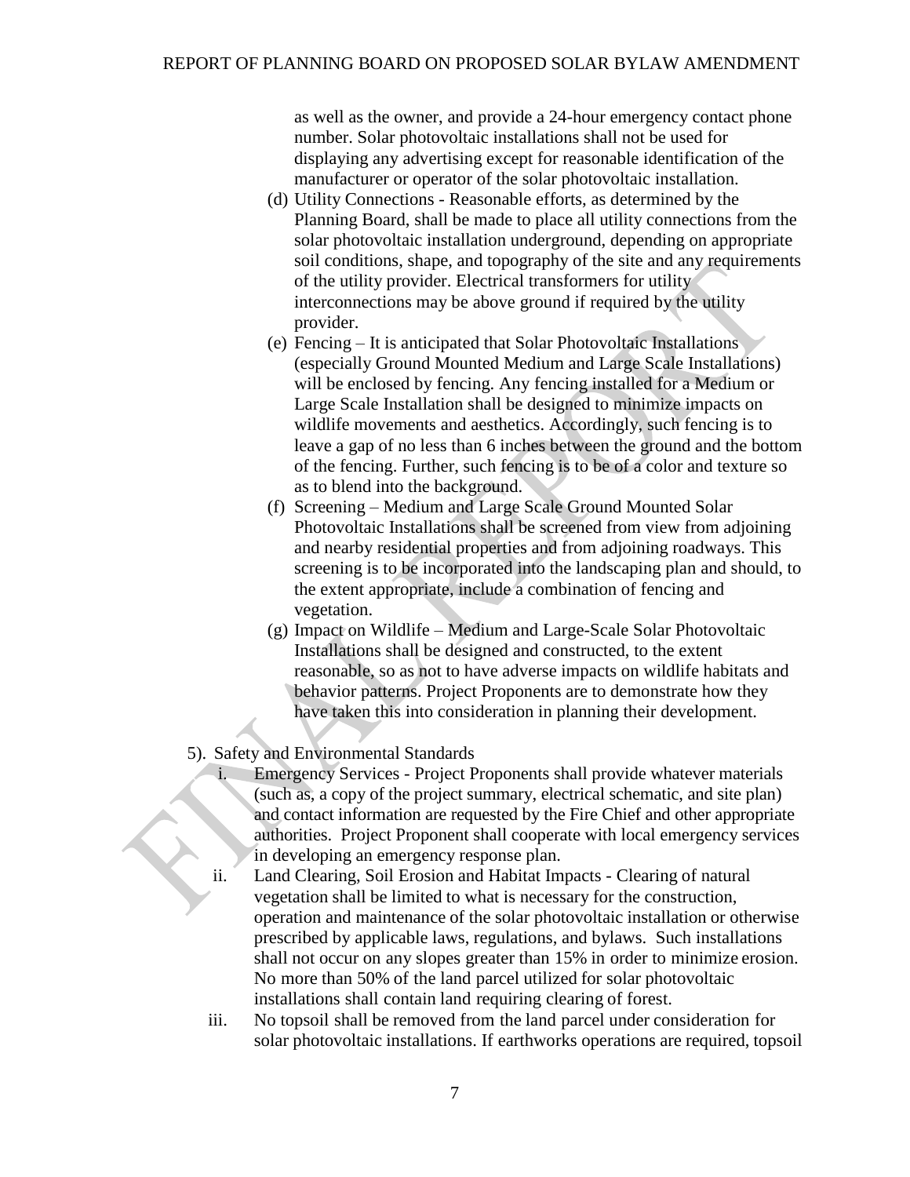as well as the owner, and provide a 24-hour emergency contact phone number. Solar photovoltaic installations shall not be used for displaying any advertising except for reasonable identification of the manufacturer or operator of the solar photovoltaic installation.

(d) Utility Connections - Reasonable efforts, as determined by the Planning Board, shall be made to place all utility connections from the solar photovoltaic installation underground, depending on appropriate soil conditions, shape, and topography of the site and any requirements of the utility provider. Electrical transformers for utility interconnections may be above ground if required by the utility provider.

(e) Fencing – It is anticipated that Solar Photovoltaic Installations (especially Ground Mounted Medium and Large Scale Installations) will be enclosed by fencing. Any fencing installed for a Medium or Large Scale Installation shall be designed to minimize impacts on wildlife movements and aesthetics. Accordingly, such fencing is to leave a gap of no less than 6 inches between the ground and the bottom of the fencing. Further, such fencing is to be of a color and texture so as to blend into the background.

(f) Screening – Medium and Large Scale Ground Mounted Solar Photovoltaic Installations shall be screened from view from adjoining and nearby residential properties and from adjoining roadways. This screening is to be incorporated into the landscaping plan and should, to the extent appropriate, include a combination of fencing and vegetation.

(g) Impact on Wildlife – Medium and Large-Scale Solar Photovoltaic Installations shall be designed and constructed, to the extent reasonable, so as not to have adverse impacts on wildlife habitats and behavior patterns. Project Proponents are to demonstrate how they have taken this into consideration in planning their development.

5). Safety and Environmental Standards

i. Emergency Services - Project Proponents shall provide whatever materials (such as, a copy of the project summary, electrical schematic, and site plan) and contact information are requested by the Fire Chief and other appropriate authorities. Project Proponent shall cooperate with local emergency services in developing an emergency response plan.

ii. Land Clearing, Soil Erosion and Habitat Impacts - Clearing of natural vegetation shall be limited to what is necessary for the construction, operation and maintenance of the solar photovoltaic installation or otherwise prescribed by applicable laws, regulations, and bylaws. Such installations shall not occur on any slopes greater than 15% in order to minimize erosion. No more than 50% of the land parcel utilized for solar photovoltaic installations shall contain land requiring clearing of forest.

iii. No topsoil shall be removed from the land parcel under consideration for solar photovoltaic installations. If earthworks operations are required, topsoil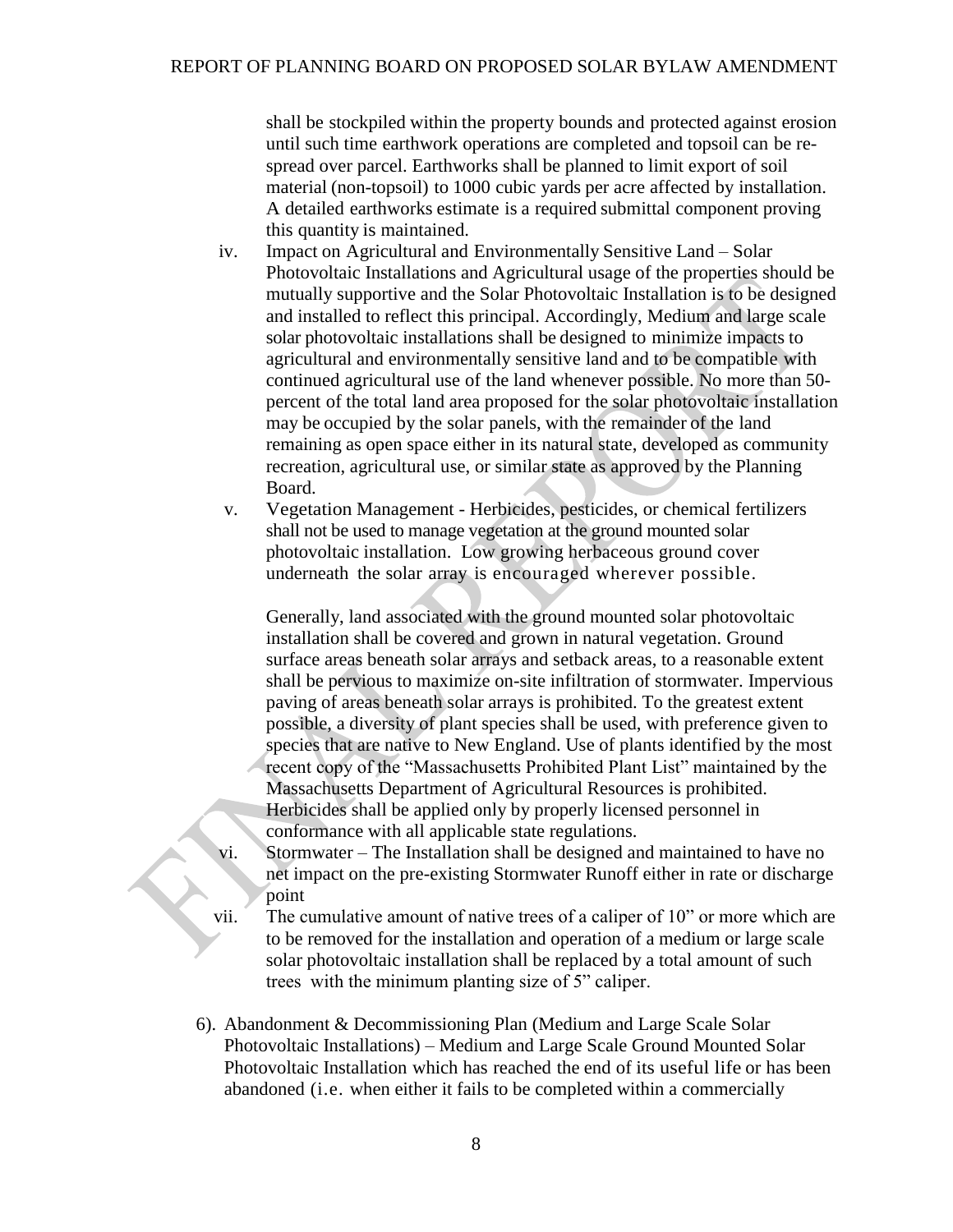shall be stockpiled within the property bounds and protected against erosion until such time earthwork operations are completed and topsoil can be re-spread over parcel. Earthworks shall be planned to limit export of soil material (non-topsoil) to 1000 cubic yards per acre affected by installation. A detailed earthworks estimate is a required submittal component proving this quantity is maintained.

iv. Impact on Agricultural and Environmentally Sensitive Land – Solar Photovoltaic Installations and Agricultural usage of the properties should be mutually supportive and the Solar Photovoltaic Installation is to be designed and installed to reflect this principal. Accordingly, Medium and large scale solar photovoltaic installations shall be designed to minimize impacts to agricultural and environmentally sensitive land and to be compatible with continued agricultural use of the land whenever possible. No more than 50-percent of the total land area proposed for the solar photovoltaic installation may be occupied by the solar panels, with the remainder of the land remaining as open space either in its natural state, developed as community recreation, agricultural use, or similar state as approved by the Planning Board.

v. Vegetation Management - Herbicides, pesticides, or chemical fertilizers shall not be used to manage vegetation at the ground mounted solar photovoltaic installation. Low growing herbaceous ground cover underneath the solar array is encouraged wherever possible.

   Generally, land associated with the ground mounted solar photovoltaic installation shall be covered and grown in natural vegetation. Ground surface areas beneath solar arrays and setback areas, to a reasonable extent shall be pervious to maximize on-site infiltration of stormwater. Impervious paving of areas beneath solar arrays is prohibited. To the greatest extent possible, a diversity of plant species shall be used, with preference given to species that are native to New England. Use of plants identified by the most recent copy of the "Massachusetts Prohibited Plant List" maintained by the Massachusetts Department of Agricultural Resources is prohibited. Herbicides shall be applied only by properly licensed personnel in conformance with all applicable state regulations.

vi. Stormwater – The Installation shall be designed and maintained to have no net impact on the pre-existing Stormwater Runoff either in rate or discharge point

vii. The cumulative amount of native trees of a caliper of 10" or more which are to be removed for the installation and operation of a medium or large scale solar photovoltaic installation shall be replaced by a total amount of such trees with the minimum planting size of 5" caliper.

6). Abandonment & Decommissioning Plan (Medium and Large Scale Solar Photovoltaic Installations) – Medium and Large Scale Ground Mounted Solar Photovoltaic Installation which has reached the end of its useful life or has been abandoned (i.e. when either it fails to be completed within a commercially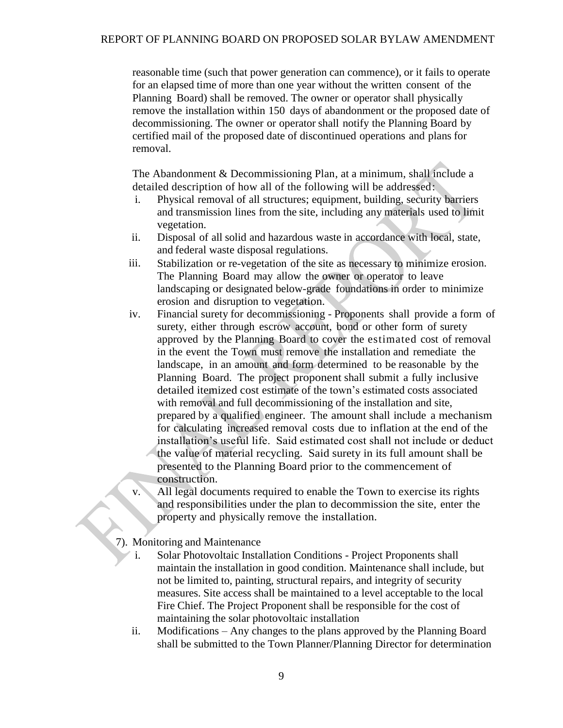reasonable time (such that power generation can commence), or it fails to operate for an elapsed time of more than one year without the written consent of the Planning Board) shall be removed. The owner or operator shall physically remove the installation within 150 days of abandonment or the proposed date of decommissioning. The owner or operator shall notify the Planning Board by certified mail of the proposed date of discontinued operations and plans for removal.

The Abandonment & Decommissioning Plan, at a minimum, shall include a detailed description of how all of the following will be addressed:

i. Physical removal of all structures; equipment, building, security barriers and transmission lines from the site, including any materials used to limit vegetation.
ii. Disposal of all solid and hazardous waste in accordance with local, state, and federal waste disposal regulations.
iii. Stabilization or re-vegetation of the site as necessary to minimize erosion. The Planning Board may allow the owner or operator to leave landscaping or designated below-grade foundations in order to minimize erosion and disruption to vegetation.
iv. Financial surety for decommissioning - Proponents shall provide a form of surety, either through escrow account, bond or other form of surety approved by the Planning Board to cover the estimated cost of removal in the event the Town must remove the installation and remediate the landscape, in an amount and form determined to be reasonable by the Planning Board. The project proponent shall submit a fully inclusive detailed itemized cost estimate of the town's estimated costs associated with removal and full decommissioning of the installation and site, prepared by a qualified engineer. The amount shall include a mechanism for calculating increased removal costs due to inflation at the end of the installation's useful life. Said estimated cost shall not include or deduct the value of material recycling. Said surety in its full amount shall be presented to the Planning Board prior to the commencement of construction.
v. All legal documents required to enable the Town to exercise its rights and responsibilities under the plan to decommission the site, enter the property and physically remove the installation.

7). Monitoring and Maintenance

i. Solar Photovoltaic Installation Conditions - Project Proponents shall maintain the installation in good condition. Maintenance shall include, but not be limited to, painting, structural repairs, and integrity of security measures. Site access shall be maintained to a level acceptable to the local Fire Chief. The Project Proponent shall be responsible for the cost of maintaining the solar photovoltaic installation
ii. Modifications – Any changes to the plans approved by the Planning Board shall be submitted to the Town Planner/Planning Director for determination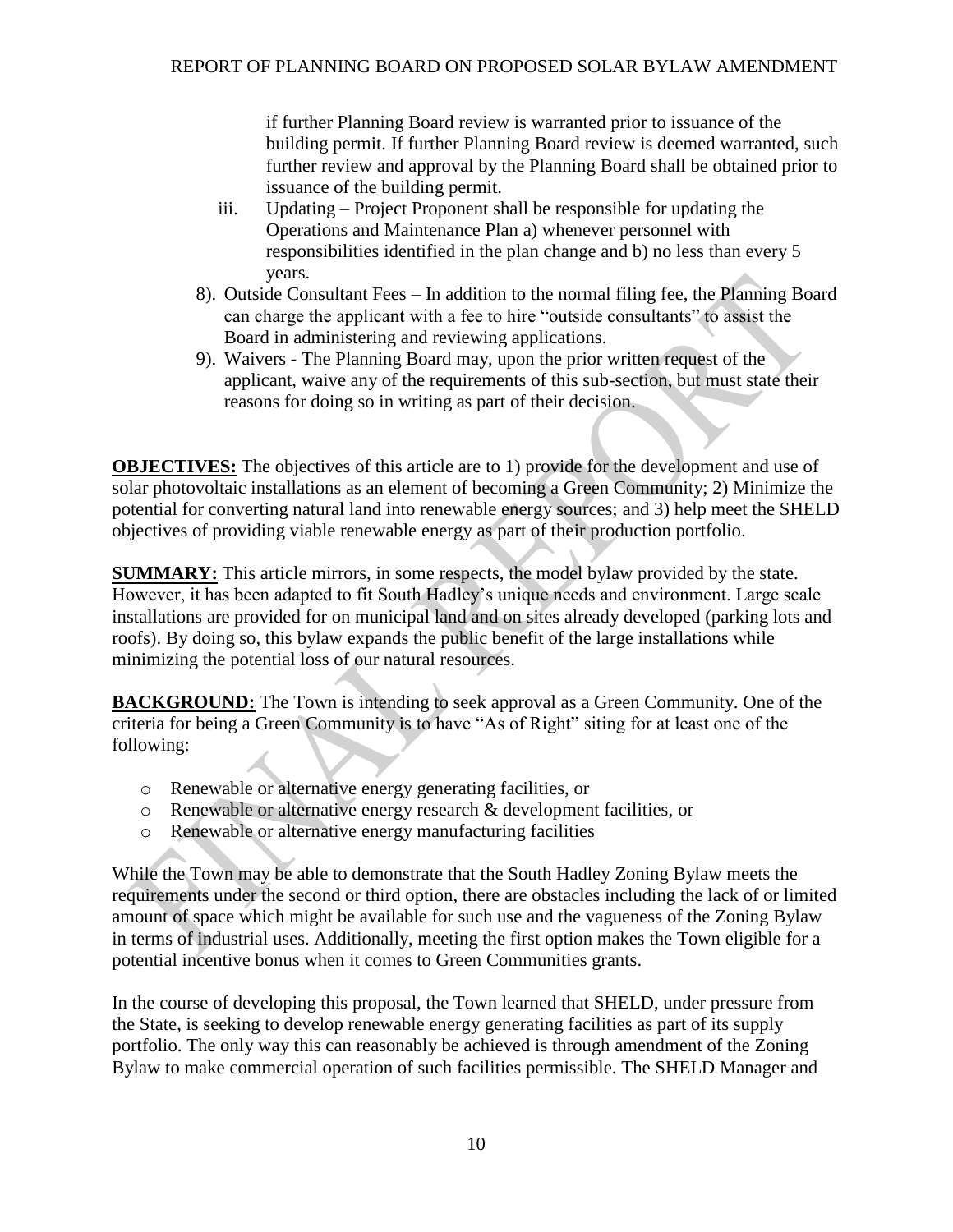if further Planning Board review is warranted prior to issuance of the building permit. If further Planning Board review is deemed warranted, such further review and approval by the Planning Board shall be obtained prior to issuance of the building permit.

iii. Updating – Project Proponent shall be responsible for updating the Operations and Maintenance Plan a) whenever personnel with responsibilities identified in the plan change and b) no less than every 5 years.

8). Outside Consultant Fees – In addition to the normal filing fee, the Planning Board can charge the applicant with a fee to hire "outside consultants" to assist the Board in administering and reviewing applications.

9). Waivers - The Planning Board may, upon the prior written request of the applicant, waive any of the requirements of this sub-section, but must state their reasons for doing so in writing as part of their decision.

**OBJECTIVES:** The objectives of this article are to 1) provide for the development and use of solar photovoltaic installations as an element of becoming a Green Community; 2) Minimize the potential for converting natural land into renewable energy sources; and 3) help meet the SHELD objectives of providing viable renewable energy as part of their production portfolio.

**SUMMARY:** This article mirrors, in some respects, the model bylaw provided by the state. However, it has been adapted to fit South Hadley's unique needs and environment. Large scale installations are provided for on municipal land and on sites already developed (parking lots and roofs). By doing so, this bylaw expands the public benefit of the large installations while minimizing the potential loss of our natural resources.

**BACKGROUND:** The Town is intending to seek approval as a Green Community. One of the criteria for being a Green Community is to have "As of Right" siting for at least one of the following:

- Renewable or alternative energy generating facilities, or
- Renewable or alternative energy research & development facilities, or
- Renewable or alternative energy manufacturing facilities

While the Town may be able to demonstrate that the South Hadley Zoning Bylaw meets the requirements under the second or third option, there are obstacles including the lack of or limited amount of space which might be available for such use and the vagueness of the Zoning Bylaw in terms of industrial uses. Additionally, meeting the first option makes the Town eligible for a potential incentive bonus when it comes to Green Communities grants.

In the course of developing this proposal, the Town learned that SHELD, under pressure from the State, is seeking to develop renewable energy generating facilities as part of its supply portfolio. The only way this can reasonably be achieved is through amendment of the Zoning Bylaw to make commercial operation of such facilities permissible. The SHELD Manager and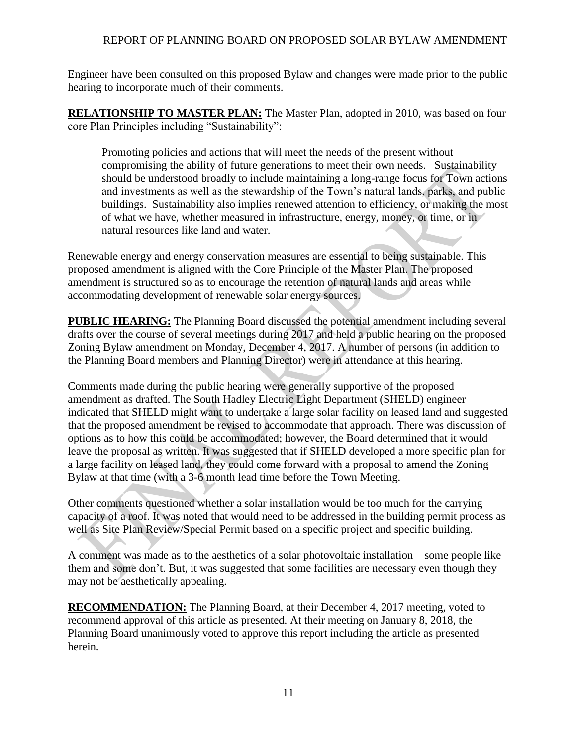Engineer have been consulted on this proposed Bylaw and changes were made prior to the public hearing to incorporate much of their comments.

**RELATIONSHIP TO MASTER PLAN:** The Master Plan, adopted in 2010, was based on four core Plan Principles including "Sustainability":

> Promoting policies and actions that will meet the needs of the present without compromising the ability of future generations to meet their own needs. Sustainability should be understood broadly to include maintaining a long-range focus for Town actions and investments as well as the stewardship of the Town's natural lands, parks, and public buildings. Sustainability also implies renewed attention to efficiency, or making the most of what we have, whether measured in infrastructure, energy, money, or time, or in natural resources like land and water.

Renewable energy and energy conservation measures are essential to being sustainable. This proposed amendment is aligned with the Core Principle of the Master Plan. The proposed amendment is structured so as to encourage the retention of natural lands and areas while accommodating development of renewable solar energy sources.

**PUBLIC HEARING:** The Planning Board discussed the potential amendment including several drafts over the course of several meetings during 2017 and held a public hearing on the proposed Zoning Bylaw amendment on Monday, December 4, 2017. A number of persons (in addition to the Planning Board members and Planning Director) were in attendance at this hearing.

Comments made during the public hearing were generally supportive of the proposed amendment as drafted. The South Hadley Electric Light Department (SHELD) engineer indicated that SHELD might want to undertake a large solar facility on leased land and suggested that the proposed amendment be revised to accommodate that approach. There was discussion of options as to how this could be accommodated; however, the Board determined that it would leave the proposal as written. It was suggested that if SHELD developed a more specific plan for a large facility on leased land, they could come forward with a proposal to amend the Zoning Bylaw at that time (with a 3-6 month lead time before the Town Meeting.

Other comments questioned whether a solar installation would be too much for the carrying capacity of a roof. It was noted that would need to be addressed in the building permit process as well as Site Plan Review/Special Permit based on a specific project and specific building.

A comment was made as to the aesthetics of a solar photovoltaic installation – some people like them and some don't. But, it was suggested that some facilities are necessary even though they may not be aesthetically appealing.

**RECOMMENDATION:** The Planning Board, at their December 4, 2017 meeting, voted to recommend approval of this article as presented. At their meeting on January 8, 2018, the Planning Board unanimously voted to approve this report including the article as presented herein.